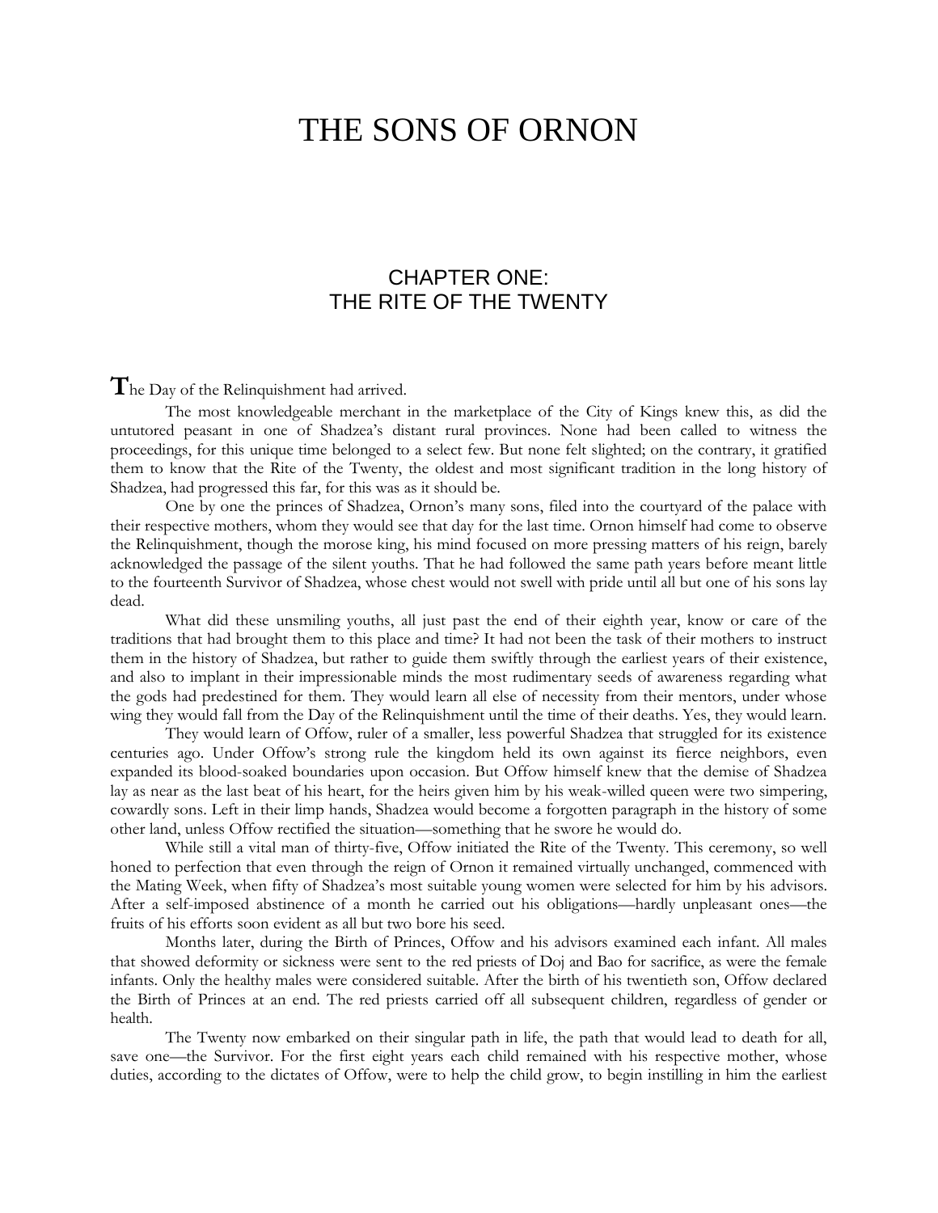# THE SONS OF ORNON

## CHAPTER ONE:
## THE RITE OF THE TWENTY

The Day of the Relinquishment had arrived.

The most knowledgeable merchant in the marketplace of the City of Kings knew this, as did the untutored peasant in one of Shadzea's distant rural provinces. None had been called to witness the proceedings, for this unique time belonged to a select few. But none felt slighted; on the contrary, it gratified them to know that the Rite of the Twenty, the oldest and most significant tradition in the long history of Shadzea, had progressed this far, for this was as it should be.

One by one the princes of Shadzea, Ornon's many sons, filed into the courtyard of the palace with their respective mothers, whom they would see that day for the last time. Ornon himself had come to observe the Relinquishment, though the morose king, his mind focused on more pressing matters of his reign, barely acknowledged the passage of the silent youths. That he had followed the same path years before meant little to the fourteenth Survivor of Shadzea, whose chest would not swell with pride until all but one of his sons lay dead.

What did these unsmiling youths, all just past the end of their eighth year, know or care of the traditions that had brought them to this place and time? It had not been the task of their mothers to instruct them in the history of Shadzea, but rather to guide them swiftly through the earliest years of their existence, and also to implant in their impressionable minds the most rudimentary seeds of awareness regarding what the gods had predestined for them. They would learn all else of necessity from their mentors, under whose wing they would fall from the Day of the Relinquishment until the time of their deaths. Yes, they would learn.

They would learn of Offow, ruler of a smaller, less powerful Shadzea that struggled for its existence centuries ago. Under Offow's strong rule the kingdom held its own against its fierce neighbors, even expanded its blood-soaked boundaries upon occasion. But Offow himself knew that the demise of Shadzea lay as near as the last beat of his heart, for the heirs given him by his weak-willed queen were two simpering, cowardly sons. Left in their limp hands, Shadzea would become a forgotten paragraph in the history of some other land, unless Offow rectified the situation—something that he swore he would do.

While still a vital man of thirty-five, Offow initiated the Rite of the Twenty. This ceremony, so well honed to perfection that even through the reign of Ornon it remained virtually unchanged, commenced with the Mating Week, when fifty of Shadzea's most suitable young women were selected for him by his advisors. After a self-imposed abstinence of a month he carried out his obligations—hardly unpleasant ones—the fruits of his efforts soon evident as all but two bore his seed.

Months later, during the Birth of Princes, Offow and his advisors examined each infant. All males that showed deformity or sickness were sent to the red priests of Doj and Bao for sacrifice, as were the female infants. Only the healthy males were considered suitable. After the birth of his twentieth son, Offow declared the Birth of Princes at an end. The red priests carried off all subsequent children, regardless of gender or health.

The Twenty now embarked on their singular path in life, the path that would lead to death for all, save one—the Survivor. For the first eight years each child remained with his respective mother, whose duties, according to the dictates of Offow, were to help the child grow, to begin instilling in him the earliest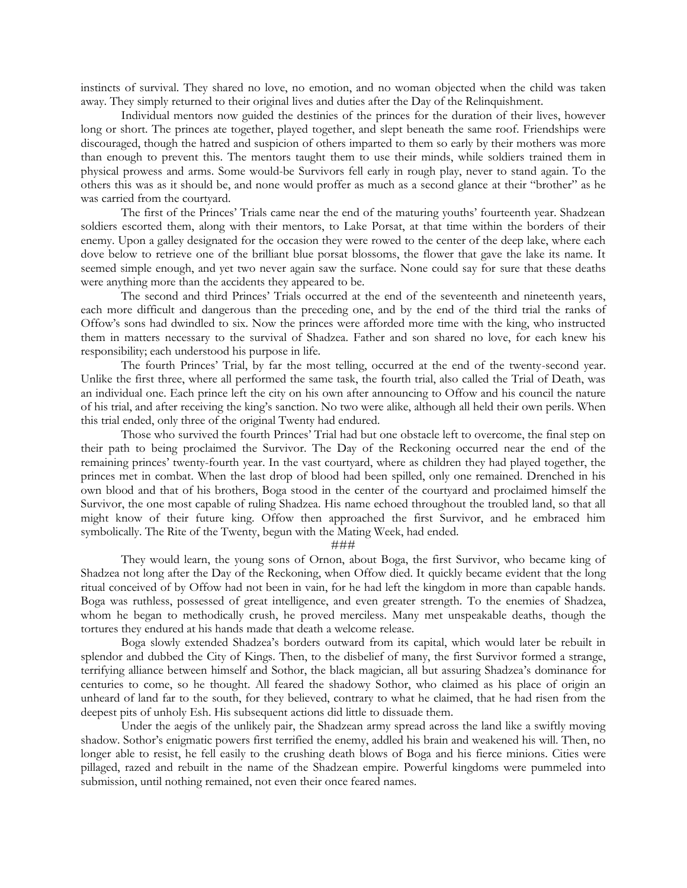instincts of survival. They shared no love, no emotion, and no woman objected when the child was taken away. They simply returned to their original lives and duties after the Day of the Relinquishment.

Individual mentors now guided the destinies of the princes for the duration of their lives, however long or short. The princes ate together, played together, and slept beneath the same roof. Friendships were discouraged, though the hatred and suspicion of others imparted to them so early by their mothers was more than enough to prevent this. The mentors taught them to use their minds, while soldiers trained them in physical prowess and arms. Some would-be Survivors fell early in rough play, never to stand again. To the others this was as it should be, and none would proffer as much as a second glance at their "brother" as he was carried from the courtyard.

The first of the Princes' Trials came near the end of the maturing youths' fourteenth year. Shadzean soldiers escorted them, along with their mentors, to Lake Porsat, at that time within the borders of their enemy. Upon a galley designated for the occasion they were rowed to the center of the deep lake, where each dove below to retrieve one of the brilliant blue porsat blossoms, the flower that gave the lake its name. It seemed simple enough, and yet two never again saw the surface. None could say for sure that these deaths were anything more than the accidents they appeared to be.

The second and third Princes' Trials occurred at the end of the seventeenth and nineteenth years, each more difficult and dangerous than the preceding one, and by the end of the third trial the ranks of Offow's sons had dwindled to six. Now the princes were afforded more time with the king, who instructed them in matters necessary to the survival of Shadzea. Father and son shared no love, for each knew his responsibility; each understood his purpose in life.

The fourth Princes' Trial, by far the most telling, occurred at the end of the twenty-second year. Unlike the first three, where all performed the same task, the fourth trial, also called the Trial of Death, was an individual one. Each prince left the city on his own after announcing to Offow and his council the nature of his trial, and after receiving the king's sanction. No two were alike, although all held their own perils. When this trial ended, only three of the original Twenty had endured.

Those who survived the fourth Princes' Trial had but one obstacle left to overcome, the final step on their path to being proclaimed the Survivor. The Day of the Reckoning occurred near the end of the remaining princes' twenty-fourth year. In the vast courtyard, where as children they had played together, the princes met in combat. When the last drop of blood had been spilled, only one remained. Drenched in his own blood and that of his brothers, Boga stood in the center of the courtyard and proclaimed himself the Survivor, the one most capable of ruling Shadzea. His name echoed throughout the troubled land, so that all might know of their future king. Offow then approached the first Survivor, and he embraced him symbolically. The Rite of the Twenty, begun with the Mating Week, had ended.

###

They would learn, the young sons of Ornon, about Boga, the first Survivor, who became king of Shadzea not long after the Day of the Reckoning, when Offow died. It quickly became evident that the long ritual conceived of by Offow had not been in vain, for he had left the kingdom in more than capable hands. Boga was ruthless, possessed of great intelligence, and even greater strength. To the enemies of Shadzea, whom he began to methodically crush, he proved merciless. Many met unspeakable deaths, though the tortures they endured at his hands made that death a welcome release.

Boga slowly extended Shadzea's borders outward from its capital, which would later be rebuilt in splendor and dubbed the City of Kings. Then, to the disbelief of many, the first Survivor formed a strange, terrifying alliance between himself and Sothor, the black magician, all but assuring Shadzea's dominance for centuries to come, so he thought. All feared the shadowy Sothor, who claimed as his place of origin an unheard of land far to the south, for they believed, contrary to what he claimed, that he had risen from the deepest pits of unholy Esh. His subsequent actions did little to dissuade them.

Under the aegis of the unlikely pair, the Shadzean army spread across the land like a swiftly moving shadow. Sothor's enigmatic powers first terrified the enemy, addled his brain and weakened his will. Then, no longer able to resist, he fell easily to the crushing death blows of Boga and his fierce minions. Cities were pillaged, razed and rebuilt in the name of the Shadzean empire. Powerful kingdoms were pummeled into submission, until nothing remained, not even their once feared names.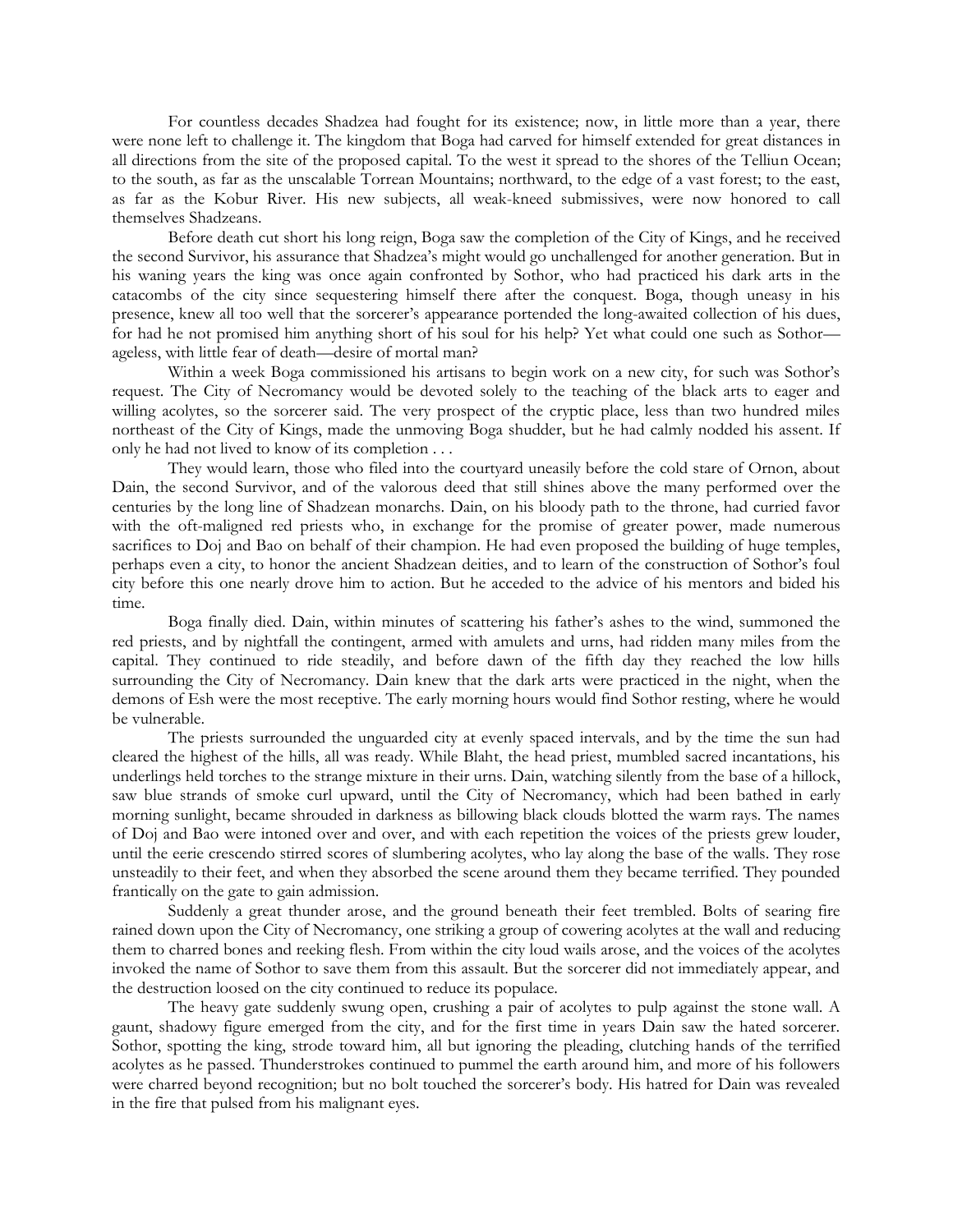For countless decades Shadzea had fought for its existence; now, in little more than a year, there were none left to challenge it. The kingdom that Boga had carved for himself extended for great distances in all directions from the site of the proposed capital. To the west it spread to the shores of the Telliun Ocean; to the south, as far as the unscalable Torrean Mountains; northward, to the edge of a vast forest; to the east, as far as the Kobur River. His new subjects, all weak-kneed submissives, were now honored to call themselves Shadzeans.

Before death cut short his long reign, Boga saw the completion of the City of Kings, and he received the second Survivor, his assurance that Shadzea's might would go unchallenged for another generation. But in his waning years the king was once again confronted by Sothor, who had practiced his dark arts in the catacombs of the city since sequestering himself there after the conquest. Boga, though uneasy in his presence, knew all too well that the sorcerer's appearance portended the long-awaited collection of his dues, for had he not promised him anything short of his soul for his help? Yet what could one such as Sothor—ageless, with little fear of death—desire of mortal man?

Within a week Boga commissioned his artisans to begin work on a new city, for such was Sothor's request. The City of Necromancy would be devoted solely to the teaching of the black arts to eager and willing acolytes, so the sorcerer said. The very prospect of the cryptic place, less than two hundred miles northeast of the City of Kings, made the unmoving Boga shudder, but he had calmly nodded his assent. If only he had not lived to know of its completion . . .

They would learn, those who filed into the courtyard uneasily before the cold stare of Ornon, about Dain, the second Survivor, and of the valorous deed that still shines above the many performed over the centuries by the long line of Shadzean monarchs. Dain, on his bloody path to the throne, had curried favor with the oft-maligned red priests who, in exchange for the promise of greater power, made numerous sacrifices to Doj and Bao on behalf of their champion. He had even proposed the building of huge temples, perhaps even a city, to honor the ancient Shadzean deities, and to learn of the construction of Sothor's foul city before this one nearly drove him to action. But he acceded to the advice of his mentors and bided his time.

Boga finally died. Dain, within minutes of scattering his father's ashes to the wind, summoned the red priests, and by nightfall the contingent, armed with amulets and urns, had ridden many miles from the capital. They continued to ride steadily, and before dawn of the fifth day they reached the low hills surrounding the City of Necromancy. Dain knew that the dark arts were practiced in the night, when the demons of Esh were the most receptive. The early morning hours would find Sothor resting, where he would be vulnerable.

The priests surrounded the unguarded city at evenly spaced intervals, and by the time the sun had cleared the highest of the hills, all was ready. While Blaht, the head priest, mumbled sacred incantations, his underlings held torches to the strange mixture in their urns. Dain, watching silently from the base of a hillock, saw blue strands of smoke curl upward, until the City of Necromancy, which had been bathed in early morning sunlight, became shrouded in darkness as billowing black clouds blotted the warm rays. The names of Doj and Bao were intoned over and over, and with each repetition the voices of the priests grew louder, until the eerie crescendo stirred scores of slumbering acolytes, who lay along the base of the walls. They rose unsteadily to their feet, and when they absorbed the scene around them they became terrified. They pounded frantically on the gate to gain admission.

Suddenly a great thunder arose, and the ground beneath their feet trembled. Bolts of searing fire rained down upon the City of Necromancy, one striking a group of cowering acolytes at the wall and reducing them to charred bones and reeking flesh. From within the city loud wails arose, and the voices of the acolytes invoked the name of Sothor to save them from this assault. But the sorcerer did not immediately appear, and the destruction loosed on the city continued to reduce its populace.

The heavy gate suddenly swung open, crushing a pair of acolytes to pulp against the stone wall. A gaunt, shadowy figure emerged from the city, and for the first time in years Dain saw the hated sorcerer. Sothor, spotting the king, strode toward him, all but ignoring the pleading, clutching hands of the terrified acolytes as he passed. Thunderstrokes continued to pummel the earth around him, and more of his followers were charred beyond recognition; but no bolt touched the sorcerer's body. His hatred for Dain was revealed in the fire that pulsed from his malignant eyes.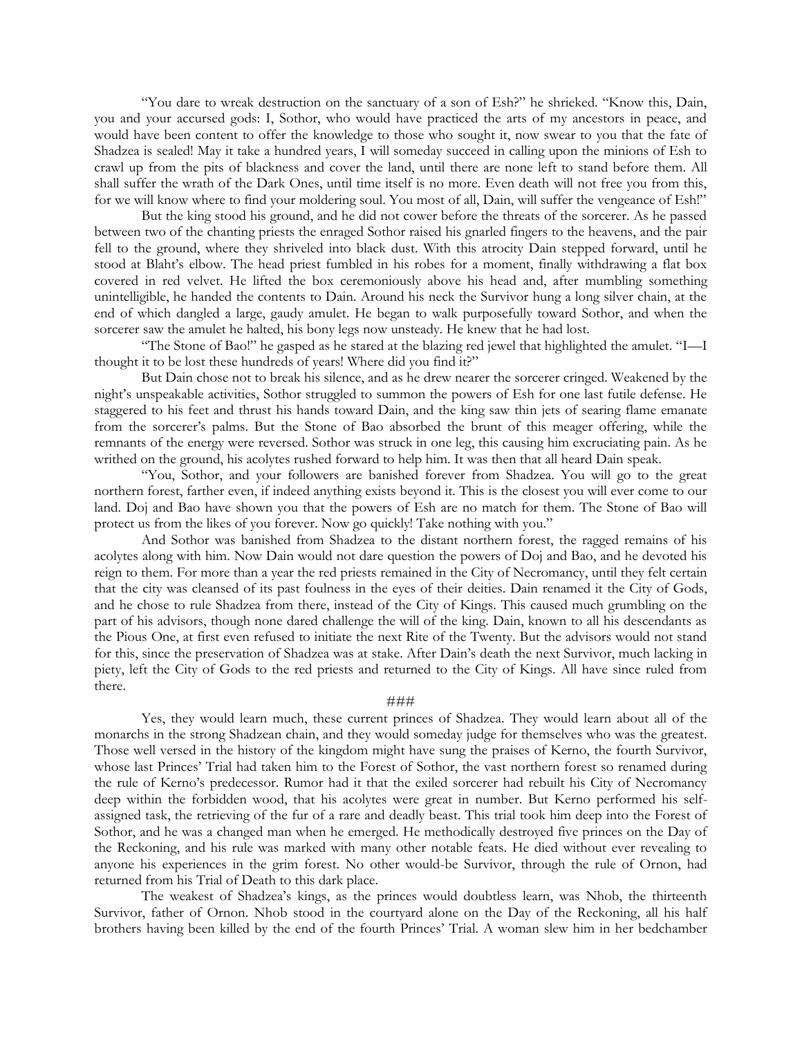"You dare to wreak destruction on the sanctuary of a son of Esh?" he shrieked. "Know this, Dain, you and your accursed gods: I, Sothor, who would have practiced the arts of my ancestors in peace, and would have been content to offer the knowledge to those who sought it, now swear to you that the fate of Shadzea is sealed! May it take a hundred years, I will someday succeed in calling upon the minions of Esh to crawl up from the pits of blackness and cover the land, until there are none left to stand before them. All shall suffer the wrath of the Dark Ones, until time itself is no more. Even death will not free you from this, for we will know where to find your moldering soul. You most of all, Dain, will suffer the vengeance of Esh!"

But the king stood his ground, and he did not cower before the threats of the sorcerer. As he passed between two of the chanting priests the enraged Sothor raised his gnarled fingers to the heavens, and the pair fell to the ground, where they shriveled into black dust. With this atrocity Dain stepped forward, until he stood at Blaht's elbow. The head priest fumbled in his robes for a moment, finally withdrawing a flat box covered in red velvet. He lifted the box ceremoniously above his head and, after mumbling something unintelligible, he handed the contents to Dain. Around his neck the Survivor hung a long silver chain, at the end of which dangled a large, gaudy amulet. He began to walk purposefully toward Sothor, and when the sorcerer saw the amulet he halted, his bony legs now unsteady. He knew that he had lost.

"The Stone of Bao!" he gasped as he stared at the blazing red jewel that highlighted the amulet. "I—I thought it to be lost these hundreds of years! Where did you find it?"

But Dain chose not to break his silence, and as he drew nearer the sorcerer cringed. Weakened by the night's unspeakable activities, Sothor struggled to summon the powers of Esh for one last futile defense. He staggered to his feet and thrust his hands toward Dain, and the king saw thin jets of searing flame emanate from the sorcerer's palms. But the Stone of Bao absorbed the brunt of this meager offering, while the remnants of the energy were reversed. Sothor was struck in one leg, this causing him excruciating pain. As he writhed on the ground, his acolytes rushed forward to help him. It was then that all heard Dain speak.

"You, Sothor, and your followers are banished forever from Shadzea. You will go to the great northern forest, farther even, if indeed anything exists beyond it. This is the closest you will ever come to our land. Doj and Bao have shown you that the powers of Esh are no match for them. The Stone of Bao will protect us from the likes of you forever. Now go quickly! Take nothing with you."

And Sothor was banished from Shadzea to the distant northern forest, the ragged remains of his acolytes along with him. Now Dain would not dare question the powers of Doj and Bao, and he devoted his reign to them. For more than a year the red priests remained in the City of Necromancy, until they felt certain that the city was cleansed of its past foulness in the eyes of their deities. Dain renamed it the City of Gods, and he chose to rule Shadzea from there, instead of the City of Kings. This caused much grumbling on the part of his advisors, though none dared challenge the will of the king. Dain, known to all his descendants as the Pious One, at first even refused to initiate the next Rite of the Twenty. But the advisors would not stand for this, since the preservation of Shadzea was at stake. After Dain's death the next Survivor, much lacking in piety, left the City of Gods to the red priests and returned to the City of Kings. All have since ruled from there.

###

Yes, they would learn much, these current princes of Shadzea. They would learn about all of the monarchs in the strong Shadzean chain, and they would someday judge for themselves who was the greatest. Those well versed in the history of the kingdom might have sung the praises of Kerno, the fourth Survivor, whose last Princes' Trial had taken him to the Forest of Sothor, the vast northern forest so renamed during the rule of Kerno's predecessor. Rumor had it that the exiled sorcerer had rebuilt his City of Necromancy deep within the forbidden wood, that his acolytes were great in number. But Kerno performed his self-assigned task, the retrieving of the fur of a rare and deadly beast. This trial took him deep into the Forest of Sothor, and he was a changed man when he emerged. He methodically destroyed five princes on the Day of the Reckoning, and his rule was marked with many other notable feats. He died without ever revealing to anyone his experiences in the grim forest. No other would-be Survivor, through the rule of Ornon, had returned from his Trial of Death to this dark place.

The weakest of Shadzea's kings, as the princes would doubtless learn, was Nhob, the thirteenth Survivor, father of Ornon. Nhob stood in the courtyard alone on the Day of the Reckoning, all his half brothers having been killed by the end of the fourth Princes' Trial. A woman slew him in her bedchamber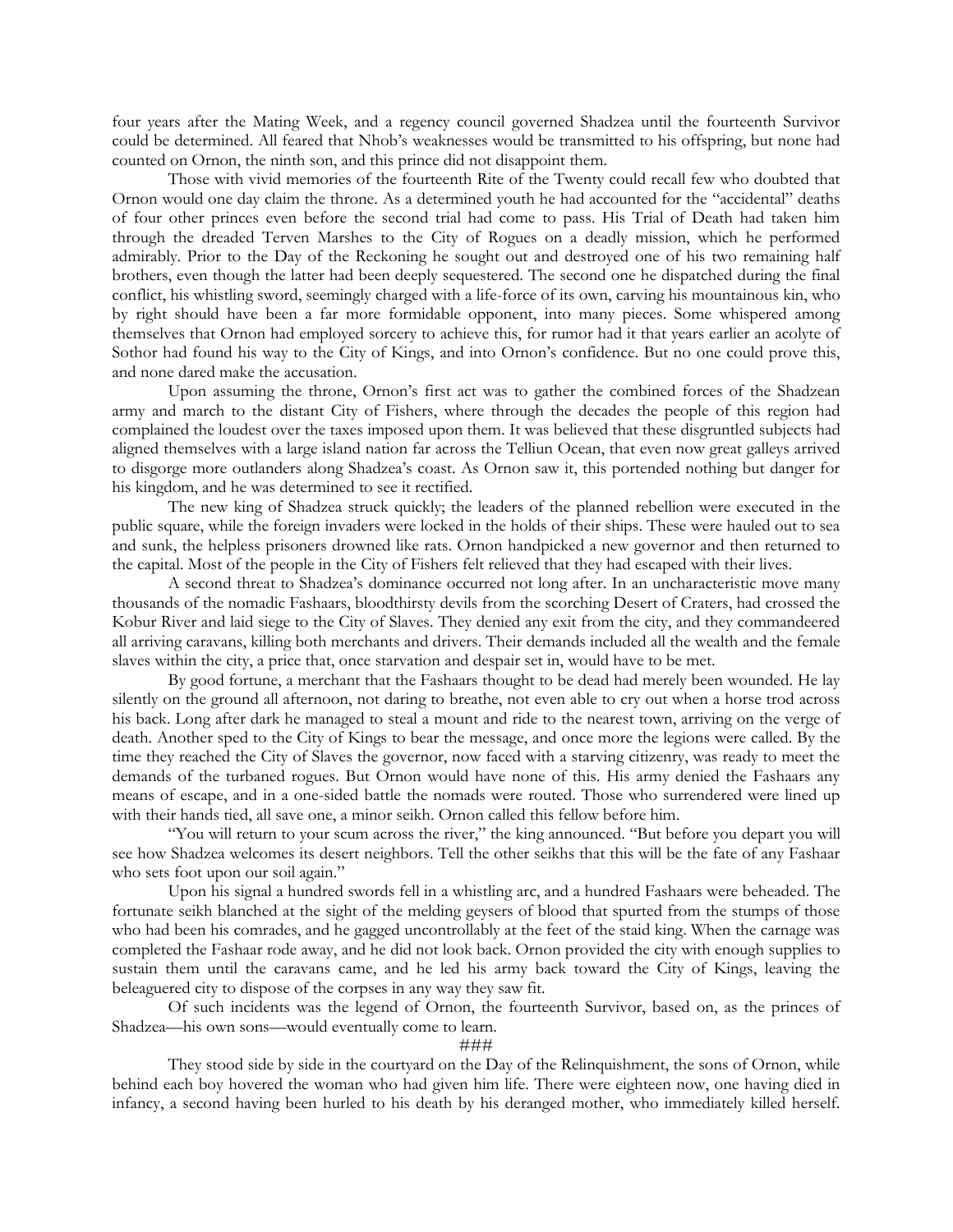four years after the Mating Week, and a regency council governed Shadzea until the fourteenth Survivor could be determined. All feared that Nhob's weaknesses would be transmitted to his offspring, but none had counted on Ornon, the ninth son, and this prince did not disappoint them.

Those with vivid memories of the fourteenth Rite of the Twenty could recall few who doubted that Ornon would one day claim the throne. As a determined youth he had accounted for the "accidental" deaths of four other princes even before the second trial had come to pass. His Trial of Death had taken him through the dreaded Terven Marshes to the City of Rogues on a deadly mission, which he performed admirably. Prior to the Day of the Reckoning he sought out and destroyed one of his two remaining half brothers, even though the latter had been deeply sequestered. The second one he dispatched during the final conflict, his whistling sword, seemingly charged with a life-force of its own, carving his mountainous kin, who by right should have been a far more formidable opponent, into many pieces. Some whispered among themselves that Ornon had employed sorcery to achieve this, for rumor had it that years earlier an acolyte of Sothor had found his way to the City of Kings, and into Ornon's confidence. But no one could prove this, and none dared make the accusation.

Upon assuming the throne, Ornon's first act was to gather the combined forces of the Shadzean army and march to the distant City of Fishers, where through the decades the people of this region had complained the loudest over the taxes imposed upon them. It was believed that these disgruntled subjects had aligned themselves with a large island nation far across the Telliun Ocean, that even now great galleys arrived to disgorge more outlanders along Shadzea's coast. As Ornon saw it, this portended nothing but danger for his kingdom, and he was determined to see it rectified.

The new king of Shadzea struck quickly; the leaders of the planned rebellion were executed in the public square, while the foreign invaders were locked in the holds of their ships. These were hauled out to sea and sunk, the helpless prisoners drowned like rats. Ornon handpicked a new governor and then returned to the capital. Most of the people in the City of Fishers felt relieved that they had escaped with their lives.

A second threat to Shadzea's dominance occurred not long after. In an uncharacteristic move many thousands of the nomadic Fashaars, bloodthirsty devils from the scorching Desert of Craters, had crossed the Kobur River and laid siege to the City of Slaves. They denied any exit from the city, and they commandeered all arriving caravans, killing both merchants and drivers. Their demands included all the wealth and the female slaves within the city, a price that, once starvation and despair set in, would have to be met.

By good fortune, a merchant that the Fashaars thought to be dead had merely been wounded. He lay silently on the ground all afternoon, not daring to breathe, not even able to cry out when a horse trod across his back. Long after dark he managed to steal a mount and ride to the nearest town, arriving on the verge of death. Another sped to the City of Kings to bear the message, and once more the legions were called. By the time they reached the City of Slaves the governor, now faced with a starving citizenry, was ready to meet the demands of the turbaned rogues. But Ornon would have none of this. His army denied the Fashaars any means of escape, and in a one-sided battle the nomads were routed. Those who surrendered were lined up with their hands tied, all save one, a minor seikh. Ornon called this fellow before him.

"You will return to your scum across the river," the king announced. "But before you depart you will see how Shadzea welcomes its desert neighbors. Tell the other seikhs that this will be the fate of any Fashaar who sets foot upon our soil again."

Upon his signal a hundred swords fell in a whistling arc, and a hundred Fashaars were beheaded. The fortunate seikh blanched at the sight of the melding geysers of blood that spurted from the stumps of those who had been his comrades, and he gagged uncontrollably at the feet of the staid king. When the carnage was completed the Fashaar rode away, and he did not look back. Ornon provided the city with enough supplies to sustain them until the caravans came, and he led his army back toward the City of Kings, leaving the beleaguered city to dispose of the corpses in any way they saw fit.

Of such incidents was the legend of Ornon, the fourteenth Survivor, based on, as the princes of Shadzea—his own sons—would eventually come to learn.

###

They stood side by side in the courtyard on the Day of the Relinquishment, the sons of Ornon, while behind each boy hovered the woman who had given him life. There were eighteen now, one having died in infancy, a second having been hurled to his death by his deranged mother, who immediately killed herself.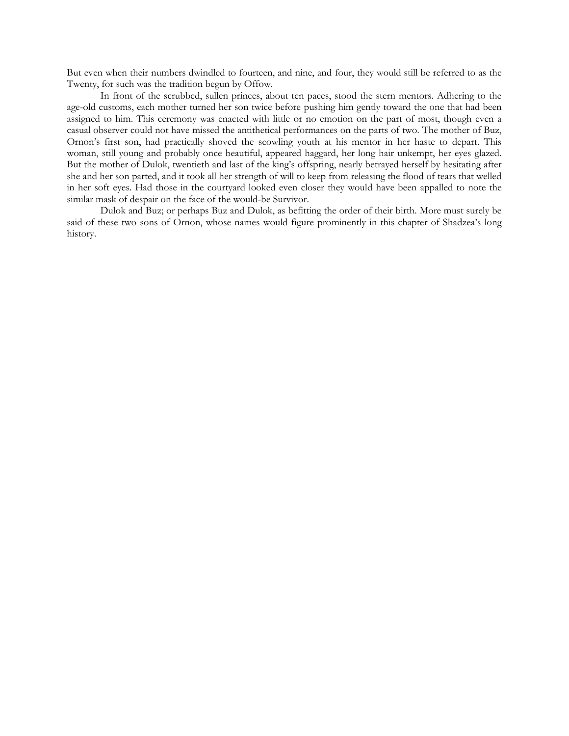But even when their numbers dwindled to fourteen, and nine, and four, they would still be referred to as the Twenty, for such was the tradition begun by Offow.

In front of the scrubbed, sullen princes, about ten paces, stood the stern mentors. Adhering to the age-old customs, each mother turned her son twice before pushing him gently toward the one that had been assigned to him. This ceremony was enacted with little or no emotion on the part of most, though even a casual observer could not have missed the antithetical performances on the parts of two. The mother of Buz, Ornon's first son, had practically shoved the scowling youth at his mentor in her haste to depart. This woman, still young and probably once beautiful, appeared haggard, her long hair unkempt, her eyes glazed. But the mother of Dulok, twentieth and last of the king's offspring, nearly betrayed herself by hesitating after she and her son parted, and it took all her strength of will to keep from releasing the flood of tears that welled in her soft eyes. Had those in the courtyard looked even closer they would have been appalled to note the similar mask of despair on the face of the would-be Survivor.

Dulok and Buz; or perhaps Buz and Dulok, as befitting the order of their birth. More must surely be said of these two sons of Ornon, whose names would figure prominently in this chapter of Shadzea's long history.